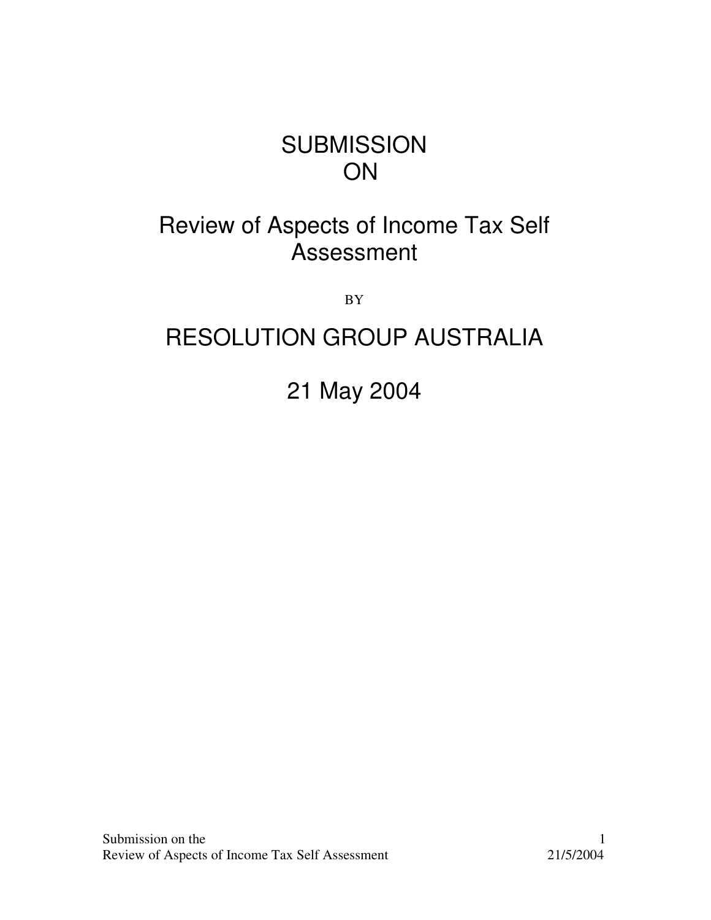# SUBMISSION
# ON

## Review of Aspects of Income Tax Self Assessment

BY

## RESOLUTION GROUP AUSTRALIA

## 21 May 2004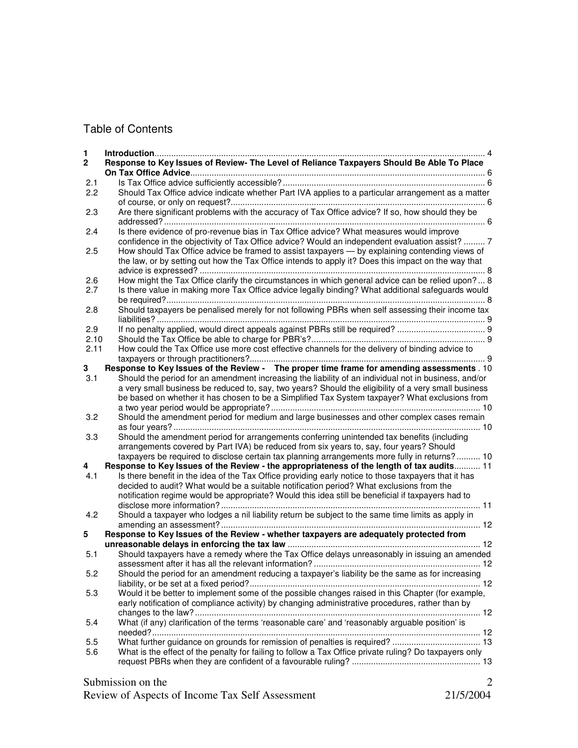# Table of Contents

| | | |
|---|---|---|
| **1** | **Introduction** | 4 |
| **2** | **Response to Key Issues of Review- The Level of Reliance Taxpayers Should Be Able To Place On Tax Office Advice** | 6 |
| 2.1 | Is Tax Office advice sufficiently accessible? | 6 |
| 2.2 | Should Tax Office advice indicate whether Part IVA applies to a particular arrangement as a matter of course, or only on request? | 6 |
| 2.3 | Are there significant problems with the accuracy of Tax Office advice? If so, how should they be addressed? | 6 |
| 2.4 | Is there evidence of pro-revenue bias in Tax Office advice? What measures would improve confidence in the objectivity of Tax Office advice? Would an independent evaluation assist? | 7 |
| 2.5 | How should Tax Office advice be framed to assist taxpayers — by explaining contending views of the law, or by setting out how the Tax Office intends to apply it? Does this impact on the way that advice is expressed? | 8 |
| 2.6 | How might the Tax Office clarify the circumstances in which general advice can be relied upon? | 8 |
| 2.7 | Is there value in making more Tax Office advice legally binding? What additional safeguards would be required? | 8 |
| 2.8 | Should taxpayers be penalised merely for not following PBRs when self assessing their income tax liabilities? | 9 |
| 2.9 | If no penalty applied, would direct appeals against PBRs still be required? | 9 |
| 2.10 | Should the Tax Office be able to charge for PBR's? | 9 |
| 2.11 | How could the Tax Office use more cost effective channels for the delivery of binding advice to taxpayers or through practitioners? | 9 |
| **3** | **Response to Key Issues of the Review - The proper time frame for amending assessments** | 10 |
| 3.1 | Should the period for an amendment increasing the liability of an individual not in business, and/or a very small business be reduced to, say, two years? Should the eligibility of a very small business be based on whether it has chosen to be a Simplified Tax System taxpayer? What exclusions from a two year period would be appropriate? | 10 |
| 3.2 | Should the amendment period for medium and large businesses and other complex cases remain as four years? | 10 |
| 3.3 | Should the amendment period for arrangements conferring unintended tax benefits (including arrangements covered by Part IVA) be reduced from six years to, say, four years? Should taxpayers be required to disclose certain tax planning arrangements more fully in returns? | 10 |
| **4** | **Response to Key Issues of the Review - the appropriateness of the length of tax audits** | 11 |
| 4.1 | Is there benefit in the idea of the Tax Office providing early notice to those taxpayers that it has decided to audit? What would be a suitable notification period? What exclusions from the notification regime would be appropriate? Would this idea still be beneficial if taxpayers had to disclose more information? | 11 |
| 4.2 | Should a taxpayer who lodges a nil liability return be subject to the same time limits as apply in amending an assessment? | 12 |
| **5** | **Response to Key Issues of the Review - whether taxpayers are adequately protected from unreasonable delays in enforcing the tax law** | 12 |
| 5.1 | Should taxpayers have a remedy where the Tax Office delays unreasonably in issuing an amended assessment after it has all the relevant information? | 12 |
| 5.2 | Should the period for an amendment reducing a taxpayer's liability be the same as for increasing liability, or be set at a fixed period? | 12 |
| 5.3 | Would it be better to implement some of the possible changes raised in this Chapter (for example, early notification of compliance activity) by changing administrative procedures, rather than by changes to the law? | 12 |
| 5.4 | What (if any) clarification of the terms 'reasonable care' and 'reasonably arguable position' is needed? | 12 |
| 5.5 | What further guidance on grounds for remission of penalties is required? | 13 |
| 5.6 | What is the effect of the penalty for failing to follow a Tax Office private ruling? Do taxpayers only request PBRs when they are confident of a favourable ruling? | 13 |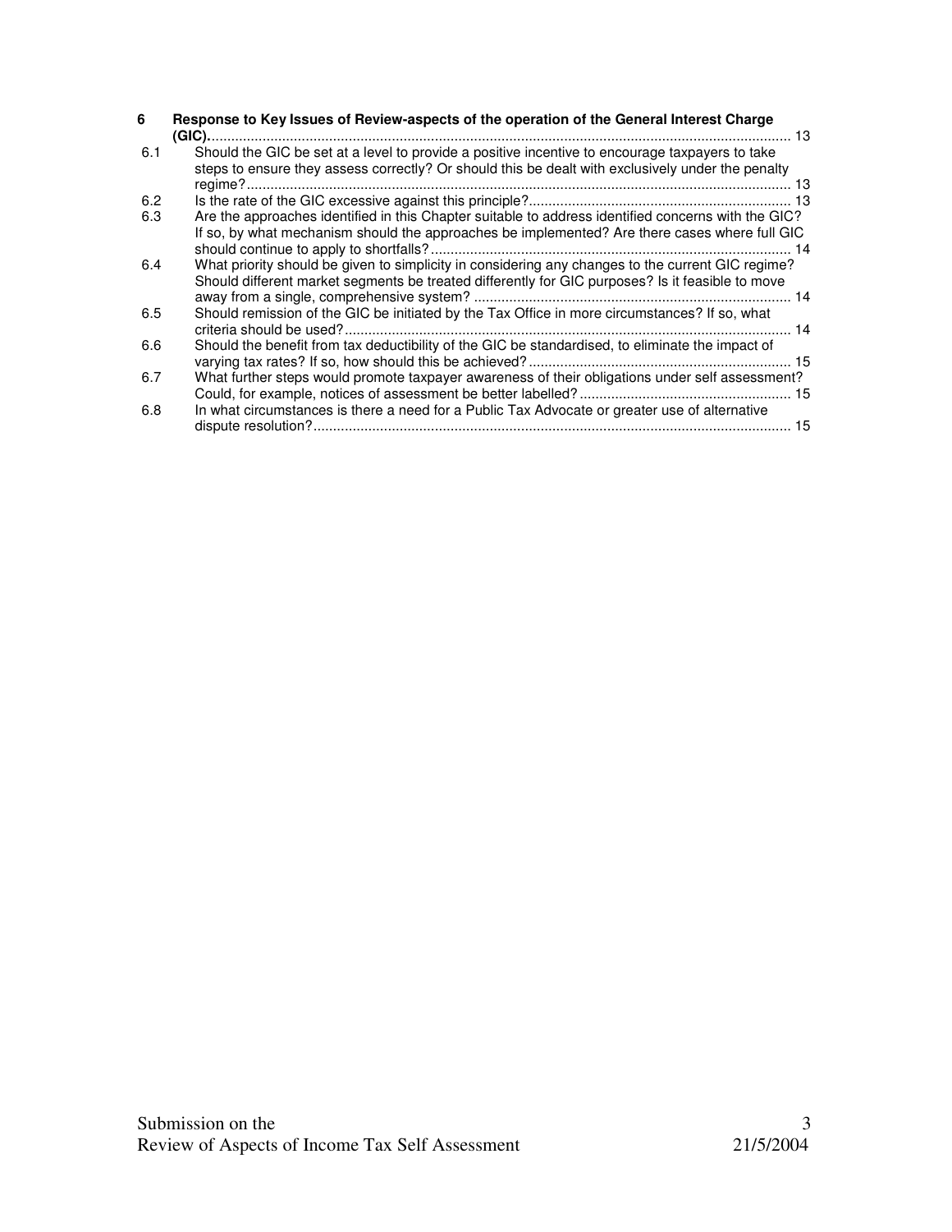**6 Response to Key Issues of Review-aspects of the operation of the General Interest Charge (GIC)** ........ 13

6.1 Should the GIC be set at a level to provide a positive incentive to encourage taxpayers to take steps to ensure they assess correctly? Or should this be dealt with exclusively under the penalty regime? ........ 13

6.2 Is the rate of the GIC excessive against this principle? ........ 13

6.3 Are the approaches identified in this Chapter suitable to address identified concerns with the GIC? If so, by what mechanism should the approaches be implemented? Are there cases where full GIC should continue to apply to shortfalls? ........ 14

6.4 What priority should be given to simplicity in considering any changes to the current GIC regime? Should different market segments be treated differently for GIC purposes? Is it feasible to move away from a single, comprehensive system? ........ 14

6.5 Should remission of the GIC be initiated by the Tax Office in more circumstances? If so, what criteria should be used? ........ 14

6.6 Should the benefit from tax deductibility of the GIC be standardised, to eliminate the impact of varying tax rates? If so, how should this be achieved? ........ 15

6.7 What further steps would promote taxpayer awareness of their obligations under self assessment? Could, for example, notices of assessment be better labelled? ........ 15

6.8 In what circumstances is there a need for a Public Tax Advocate or greater use of alternative dispute resolution? ........ 15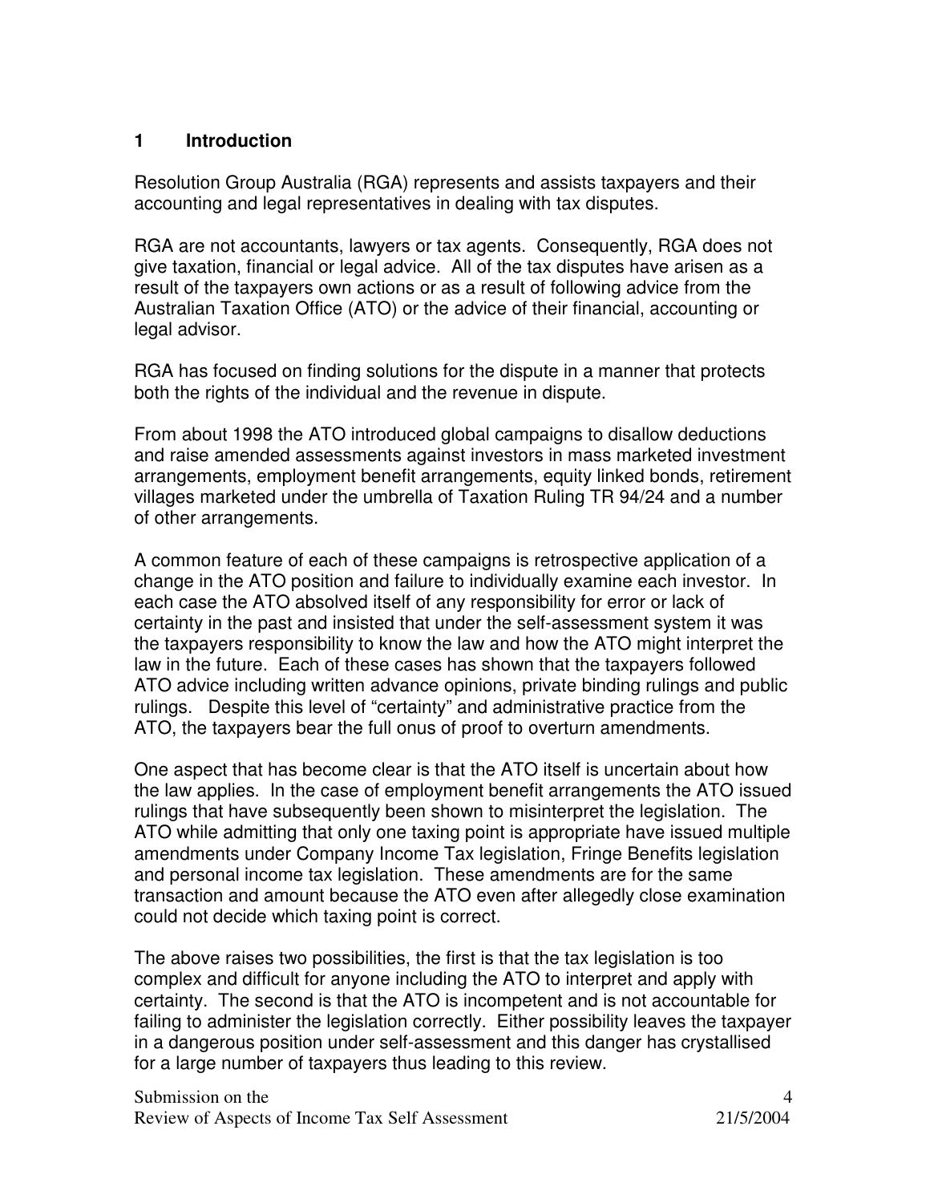## 1 Introduction

Resolution Group Australia (RGA) represents and assists taxpayers and their accounting and legal representatives in dealing with tax disputes.

RGA are not accountants, lawyers or tax agents. Consequently, RGA does not give taxation, financial or legal advice. All of the tax disputes have arisen as a result of the taxpayers own actions or as a result of following advice from the Australian Taxation Office (ATO) or the advice of their financial, accounting or legal advisor.

RGA has focused on finding solutions for the dispute in a manner that protects both the rights of the individual and the revenue in dispute.

From about 1998 the ATO introduced global campaigns to disallow deductions and raise amended assessments against investors in mass marketed investment arrangements, employment benefit arrangements, equity linked bonds, retirement villages marketed under the umbrella of Taxation Ruling TR 94/24 and a number of other arrangements.

A common feature of each of these campaigns is retrospective application of a change in the ATO position and failure to individually examine each investor. In each case the ATO absolved itself of any responsibility for error or lack of certainty in the past and insisted that under the self-assessment system it was the taxpayers responsibility to know the law and how the ATO might interpret the law in the future. Each of these cases has shown that the taxpayers followed ATO advice including written advance opinions, private binding rulings and public rulings. Despite this level of "certainty" and administrative practice from the ATO, the taxpayers bear the full onus of proof to overturn amendments.

One aspect that has become clear is that the ATO itself is uncertain about how the law applies. In the case of employment benefit arrangements the ATO issued rulings that have subsequently been shown to misinterpret the legislation. The ATO while admitting that only one taxing point is appropriate have issued multiple amendments under Company Income Tax legislation, Fringe Benefits legislation and personal income tax legislation. These amendments are for the same transaction and amount because the ATO even after allegedly close examination could not decide which taxing point is correct.

The above raises two possibilities, the first is that the tax legislation is too complex and difficult for anyone including the ATO to interpret and apply with certainty. The second is that the ATO is incompetent and is not accountable for failing to administer the legislation correctly. Either possibility leaves the taxpayer in a dangerous position under self-assessment and this danger has crystallised for a large number of taxpayers thus leading to this review.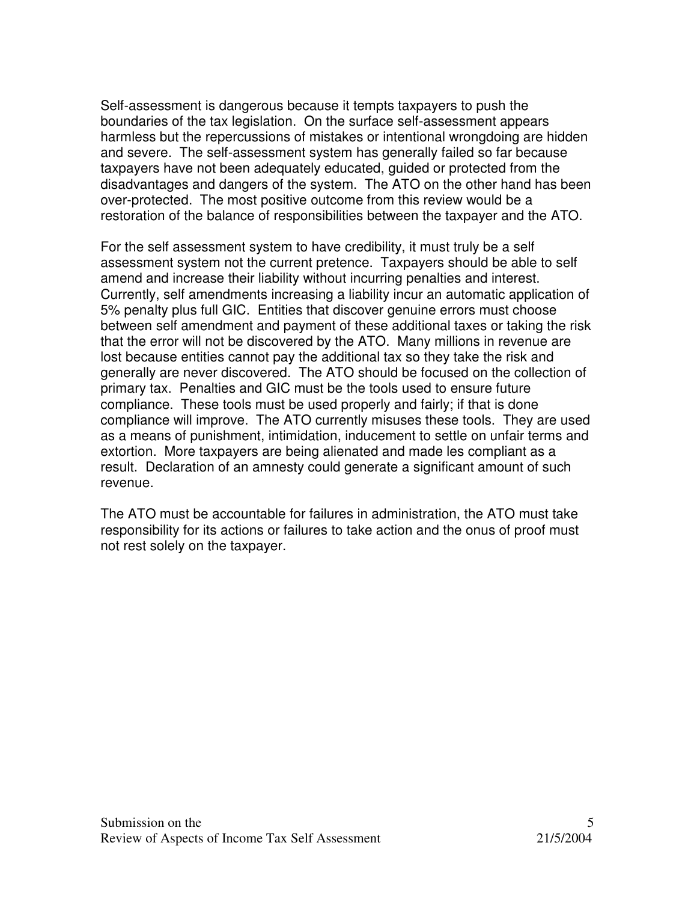Self-assessment is dangerous because it tempts taxpayers to push the boundaries of the tax legislation. On the surface self-assessment appears harmless but the repercussions of mistakes or intentional wrongdoing are hidden and severe. The self-assessment system has generally failed so far because taxpayers have not been adequately educated, guided or protected from the disadvantages and dangers of the system. The ATO on the other hand has been over-protected. The most positive outcome from this review would be a restoration of the balance of responsibilities between the taxpayer and the ATO.

For the self assessment system to have credibility, it must truly be a self assessment system not the current pretence. Taxpayers should be able to self amend and increase their liability without incurring penalties and interest. Currently, self amendments increasing a liability incur an automatic application of 5% penalty plus full GIC. Entities that discover genuine errors must choose between self amendment and payment of these additional taxes or taking the risk that the error will not be discovered by the ATO. Many millions in revenue are lost because entities cannot pay the additional tax so they take the risk and generally are never discovered. The ATO should be focused on the collection of primary tax. Penalties and GIC must be the tools used to ensure future compliance. These tools must be used properly and fairly; if that is done compliance will improve. The ATO currently misuses these tools. They are used as a means of punishment, intimidation, inducement to settle on unfair terms and extortion. More taxpayers are being alienated and made les compliant as a result. Declaration of an amnesty could generate a significant amount of such revenue.

The ATO must be accountable for failures in administration, the ATO must take responsibility for its actions or failures to take action and the onus of proof must not rest solely on the taxpayer.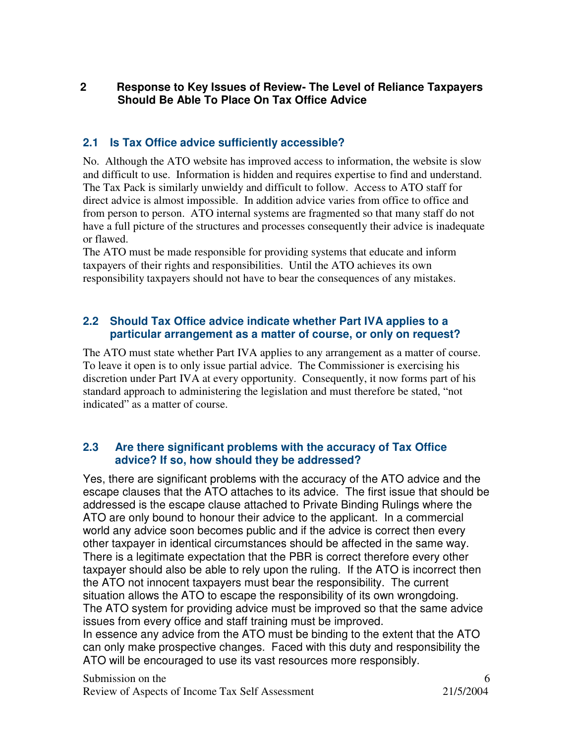## 2 Response to Key Issues of Review- The Level of Reliance Taxpayers Should Be Able To Place On Tax Office Advice

### 2.1 Is Tax Office advice sufficiently accessible?

No. Although the ATO website has improved access to information, the website is slow and difficult to use. Information is hidden and requires expertise to find and understand. The Tax Pack is similarly unwieldy and difficult to follow. Access to ATO staff for direct advice is almost impossible. In addition advice varies from office to office and from person to person. ATO internal systems are fragmented so that many staff do not have a full picture of the structures and processes consequently their advice is inadequate or flawed.

The ATO must be made responsible for providing systems that educate and inform taxpayers of their rights and responsibilities. Until the ATO achieves its own responsibility taxpayers should not have to bear the consequences of any mistakes.

### 2.2 Should Tax Office advice indicate whether Part IVA applies to a particular arrangement as a matter of course, or only on request?

The ATO must state whether Part IVA applies to any arrangement as a matter of course. To leave it open is to only issue partial advice. The Commissioner is exercising his discretion under Part IVA at every opportunity. Consequently, it now forms part of his standard approach to administering the legislation and must therefore be stated, "not indicated" as a matter of course.

### 2.3 Are there significant problems with the accuracy of Tax Office advice? If so, how should they be addressed?

Yes, there are significant problems with the accuracy of the ATO advice and the escape clauses that the ATO attaches to its advice. The first issue that should be addressed is the escape clause attached to Private Binding Rulings where the ATO are only bound to honour their advice to the applicant. In a commercial world any advice soon becomes public and if the advice is correct then every other taxpayer in identical circumstances should be affected in the same way. There is a legitimate expectation that the PBR is correct therefore every other taxpayer should also be able to rely upon the ruling. If the ATO is incorrect then the ATO not innocent taxpayers must bear the responsibility. The current situation allows the ATO to escape the responsibility of its own wrongdoing.

The ATO system for providing advice must be improved so that the same advice issues from every office and staff training must be improved.

In essence any advice from the ATO must be binding to the extent that the ATO can only make prospective changes. Faced with this duty and responsibility the ATO will be encouraged to use its vast resources more responsibly.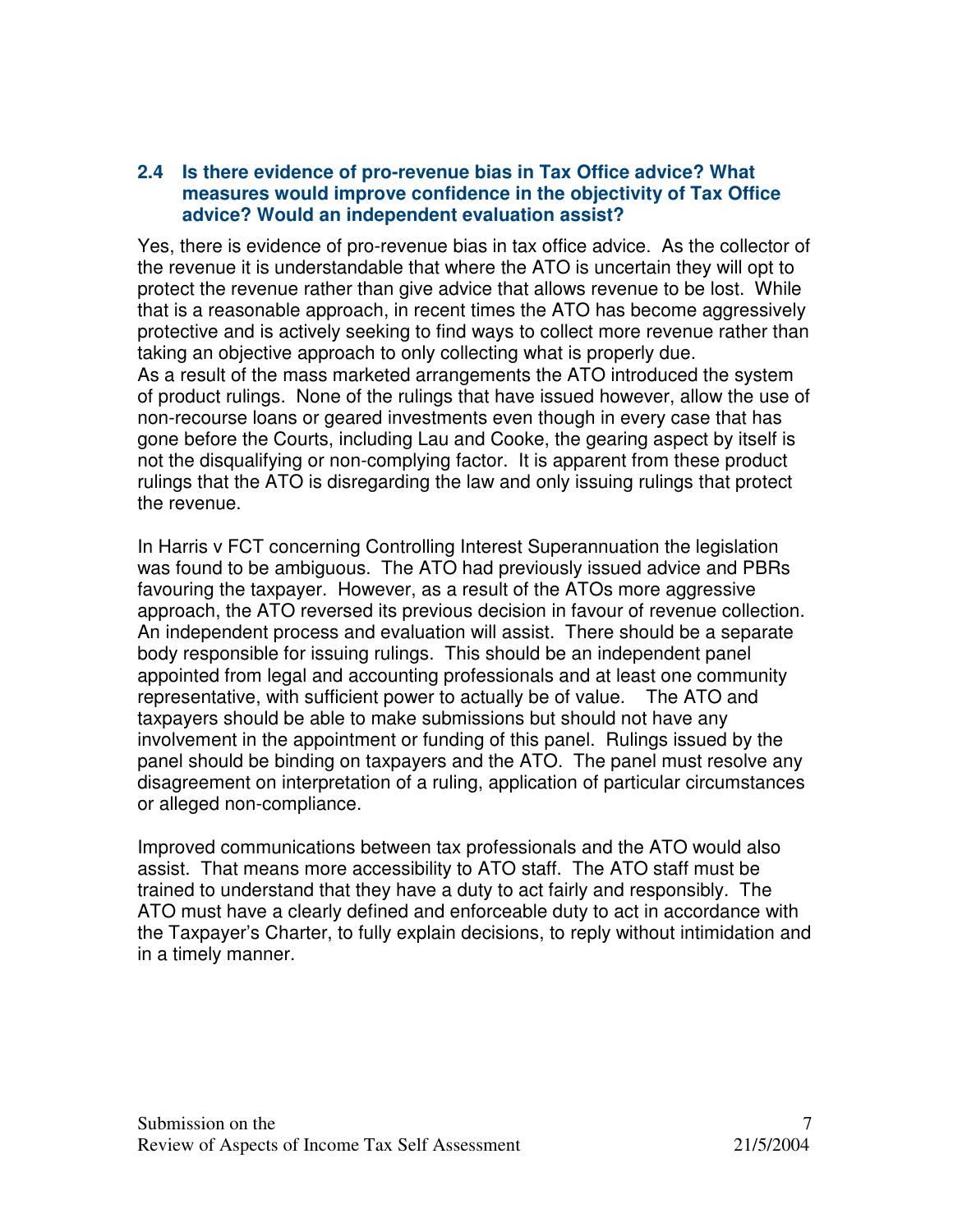### 2.4 Is there evidence of pro-revenue bias in Tax Office advice? What measures would improve confidence in the objectivity of Tax Office advice? Would an independent evaluation assist?

Yes, there is evidence of pro-revenue bias in tax office advice. As the collector of the revenue it is understandable that where the ATO is uncertain they will opt to protect the revenue rather than give advice that allows revenue to be lost. While that is a reasonable approach, in recent times the ATO has become aggressively protective and is actively seeking to find ways to collect more revenue rather than taking an objective approach to only collecting what is properly due.
As a result of the mass marketed arrangements the ATO introduced the system of product rulings. None of the rulings that have issued however, allow the use of non-recourse loans or geared investments even though in every case that has gone before the Courts, including Lau and Cooke, the gearing aspect by itself is not the disqualifying or non-complying factor. It is apparent from these product rulings that the ATO is disregarding the law and only issuing rulings that protect the revenue.

In Harris v FCT concerning Controlling Interest Superannuation the legislation was found to be ambiguous. The ATO had previously issued advice and PBRs favouring the taxpayer. However, as a result of the ATOs more aggressive approach, the ATO reversed its previous decision in favour of revenue collection.
An independent process and evaluation will assist. There should be a separate body responsible for issuing rulings. This should be an independent panel appointed from legal and accounting professionals and at least one community representative, with sufficient power to actually be of value. The ATO and taxpayers should be able to make submissions but should not have any involvement in the appointment or funding of this panel. Rulings issued by the panel should be binding on taxpayers and the ATO. The panel must resolve any disagreement on interpretation of a ruling, application of particular circumstances or alleged non-compliance.

Improved communications between tax professionals and the ATO would also assist. That means more accessibility to ATO staff. The ATO staff must be trained to understand that they have a duty to act fairly and responsibly. The ATO must have a clearly defined and enforceable duty to act in accordance with the Taxpayer's Charter, to fully explain decisions, to reply without intimidation and in a timely manner.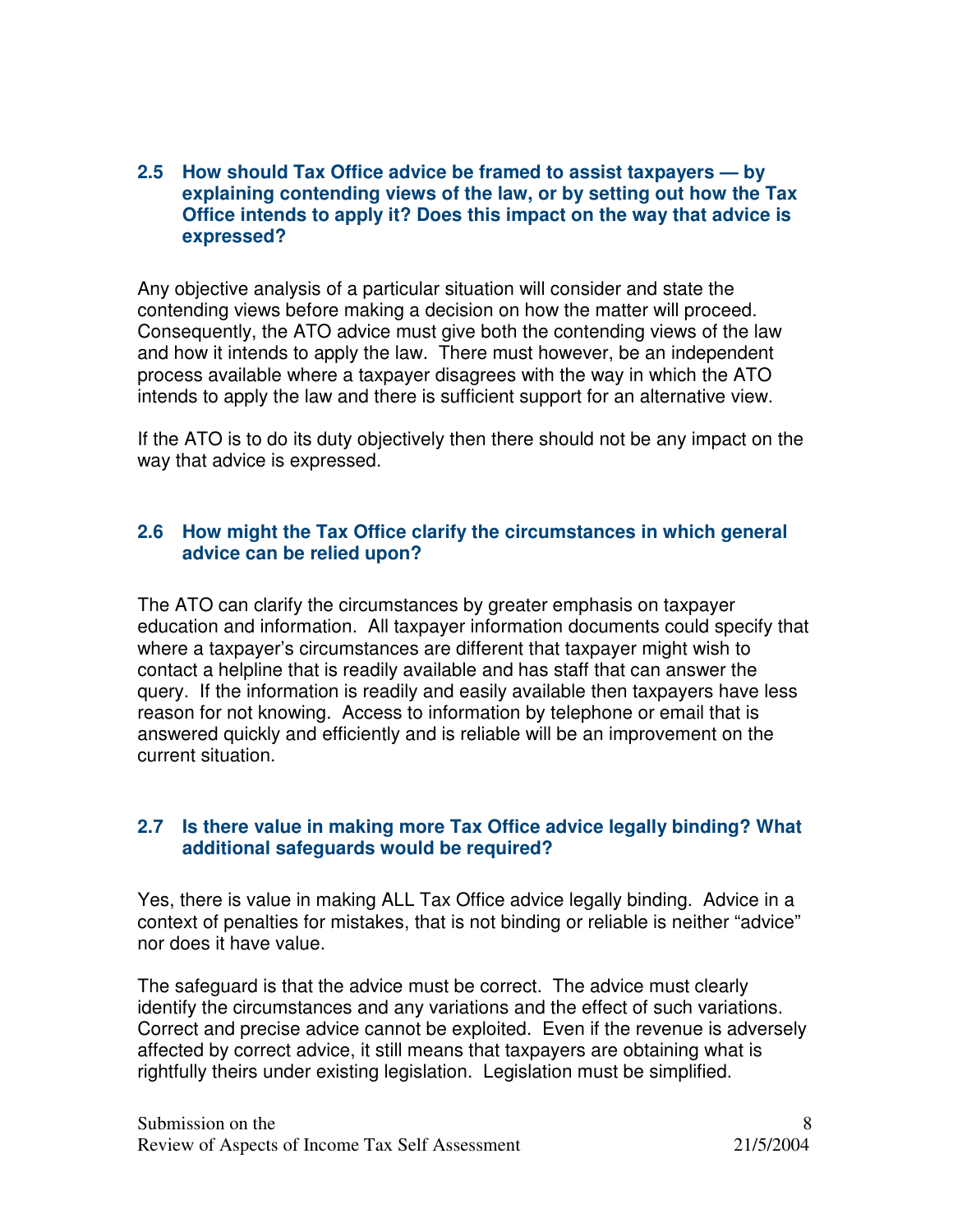### 2.5 How should Tax Office advice be framed to assist taxpayers — by explaining contending views of the law, or by setting out how the Tax Office intends to apply it? Does this impact on the way that advice is expressed?

Any objective analysis of a particular situation will consider and state the contending views before making a decision on how the matter will proceed. Consequently, the ATO advice must give both the contending views of the law and how it intends to apply the law. There must however, be an independent process available where a taxpayer disagrees with the way in which the ATO intends to apply the law and there is sufficient support for an alternative view.

If the ATO is to do its duty objectively then there should not be any impact on the way that advice is expressed.

### 2.6 How might the Tax Office clarify the circumstances in which general advice can be relied upon?

The ATO can clarify the circumstances by greater emphasis on taxpayer education and information. All taxpayer information documents could specify that where a taxpayer's circumstances are different that taxpayer might wish to contact a helpline that is readily available and has staff that can answer the query. If the information is readily and easily available then taxpayers have less reason for not knowing. Access to information by telephone or email that is answered quickly and efficiently and is reliable will be an improvement on the current situation.

### 2.7 Is there value in making more Tax Office advice legally binding? What additional safeguards would be required?

Yes, there is value in making ALL Tax Office advice legally binding. Advice in a context of penalties for mistakes, that is not binding or reliable is neither "advice" nor does it have value.

The safeguard is that the advice must be correct. The advice must clearly identify the circumstances and any variations and the effect of such variations. Correct and precise advice cannot be exploited. Even if the revenue is adversely affected by correct advice, it still means that taxpayers are obtaining what is rightfully theirs under existing legislation. Legislation must be simplified.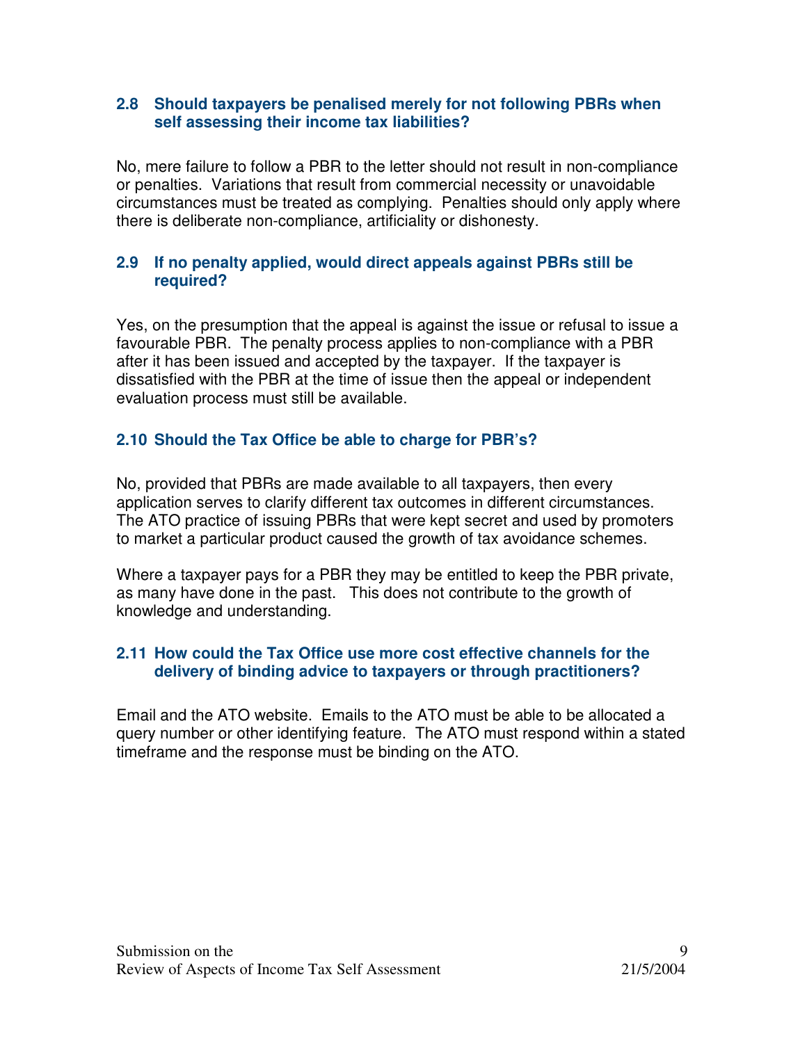### 2.8 Should taxpayers be penalised merely for not following PBRs when self assessing their income tax liabilities?

No, mere failure to follow a PBR to the letter should not result in non-compliance or penalties. Variations that result from commercial necessity or unavoidable circumstances must be treated as complying. Penalties should only apply where there is deliberate non-compliance, artificiality or dishonesty.

### 2.9 If no penalty applied, would direct appeals against PBRs still be required?

Yes, on the presumption that the appeal is against the issue or refusal to issue a favourable PBR. The penalty process applies to non-compliance with a PBR after it has been issued and accepted by the taxpayer. If the taxpayer is dissatisfied with the PBR at the time of issue then the appeal or independent evaluation process must still be available.

### 2.10 Should the Tax Office be able to charge for PBR's?

No, provided that PBRs are made available to all taxpayers, then every application serves to clarify different tax outcomes in different circumstances. The ATO practice of issuing PBRs that were kept secret and used by promoters to market a particular product caused the growth of tax avoidance schemes.

Where a taxpayer pays for a PBR they may be entitled to keep the PBR private, as many have done in the past. This does not contribute to the growth of knowledge and understanding.

### 2.11 How could the Tax Office use more cost effective channels for the delivery of binding advice to taxpayers or through practitioners?

Email and the ATO website. Emails to the ATO must be able to be allocated a query number or other identifying feature. The ATO must respond within a stated timeframe and the response must be binding on the ATO.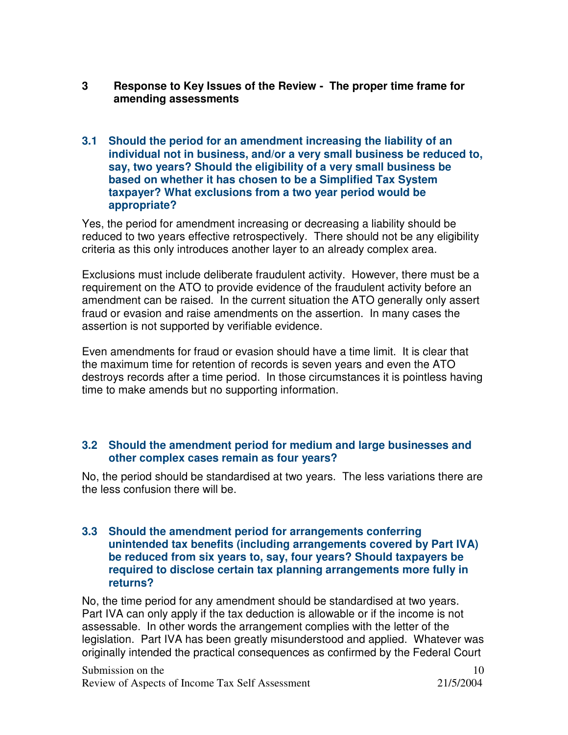## 3 Response to Key Issues of the Review - The proper time frame for amending assessments

### 3.1 Should the period for an amendment increasing the liability of an individual not in business, and/or a very small business be reduced to, say, two years? Should the eligibility of a very small business be based on whether it has chosen to be a Simplified Tax System taxpayer? What exclusions from a two year period would be appropriate?

Yes, the period for amendment increasing or decreasing a liability should be reduced to two years effective retrospectively. There should not be any eligibility criteria as this only introduces another layer to an already complex area.

Exclusions must include deliberate fraudulent activity. However, there must be a requirement on the ATO to provide evidence of the fraudulent activity before an amendment can be raised. In the current situation the ATO generally only assert fraud or evasion and raise amendments on the assertion. In many cases the assertion is not supported by verifiable evidence.

Even amendments for fraud or evasion should have a time limit. It is clear that the maximum time for retention of records is seven years and even the ATO destroys records after a time period. In those circumstances it is pointless having time to make amends but no supporting information.

### 3.2 Should the amendment period for medium and large businesses and other complex cases remain as four years?

No, the period should be standardised at two years. The less variations there are the less confusion there will be.

### 3.3 Should the amendment period for arrangements conferring unintended tax benefits (including arrangements covered by Part IVA) be reduced from six years to, say, four years? Should taxpayers be required to disclose certain tax planning arrangements more fully in returns?

No, the time period for any amendment should be standardised at two years. Part IVA can only apply if the tax deduction is allowable or if the income is not assessable. In other words the arrangement complies with the letter of the legislation. Part IVA has been greatly misunderstood and applied. Whatever was originally intended the practical consequences as confirmed by the Federal Court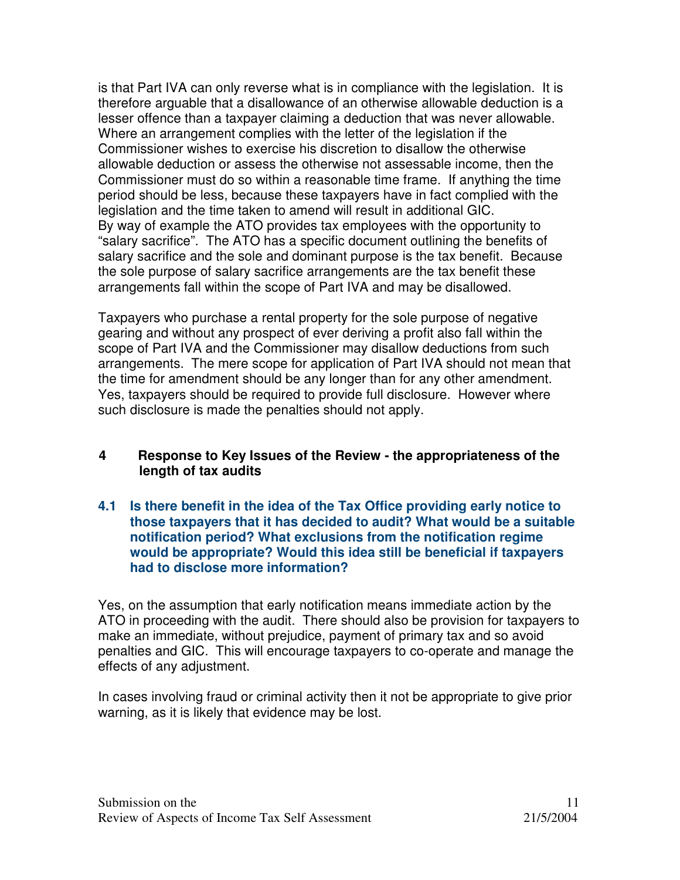is that Part IVA can only reverse what is in compliance with the legislation. It is therefore arguable that a disallowance of an otherwise allowable deduction is a lesser offence than a taxpayer claiming a deduction that was never allowable. Where an arrangement complies with the letter of the legislation if the Commissioner wishes to exercise his discretion to disallow the otherwise allowable deduction or assess the otherwise not assessable income, then the Commissioner must do so within a reasonable time frame. If anything the time period should be less, because these taxpayers have in fact complied with the legislation and the time taken to amend will result in additional GIC.
By way of example the ATO provides tax employees with the opportunity to "salary sacrifice". The ATO has a specific document outlining the benefits of salary sacrifice and the sole and dominant purpose is the tax benefit. Because the sole purpose of salary sacrifice arrangements are the tax benefit these arrangements fall within the scope of Part IVA and may be disallowed.

Taxpayers who purchase a rental property for the sole purpose of negative gearing and without any prospect of ever deriving a profit also fall within the scope of Part IVA and the Commissioner may disallow deductions from such arrangements. The mere scope for application of Part IVA should not mean that the time for amendment should be any longer than for any other amendment. Yes, taxpayers should be required to provide full disclosure. However where such disclosure is made the penalties should not apply.

## 4 Response to Key Issues of the Review - the appropriateness of the length of tax audits

### 4.1 Is there benefit in the idea of the Tax Office providing early notice to those taxpayers that it has decided to audit? What would be a suitable notification period? What exclusions from the notification regime would be appropriate? Would this idea still be beneficial if taxpayers had to disclose more information?

Yes, on the assumption that early notification means immediate action by the ATO in proceeding with the audit. There should also be provision for taxpayers to make an immediate, without prejudice, payment of primary tax and so avoid penalties and GIC. This will encourage taxpayers to co-operate and manage the effects of any adjustment.

In cases involving fraud or criminal activity then it not be appropriate to give prior warning, as it is likely that evidence may be lost.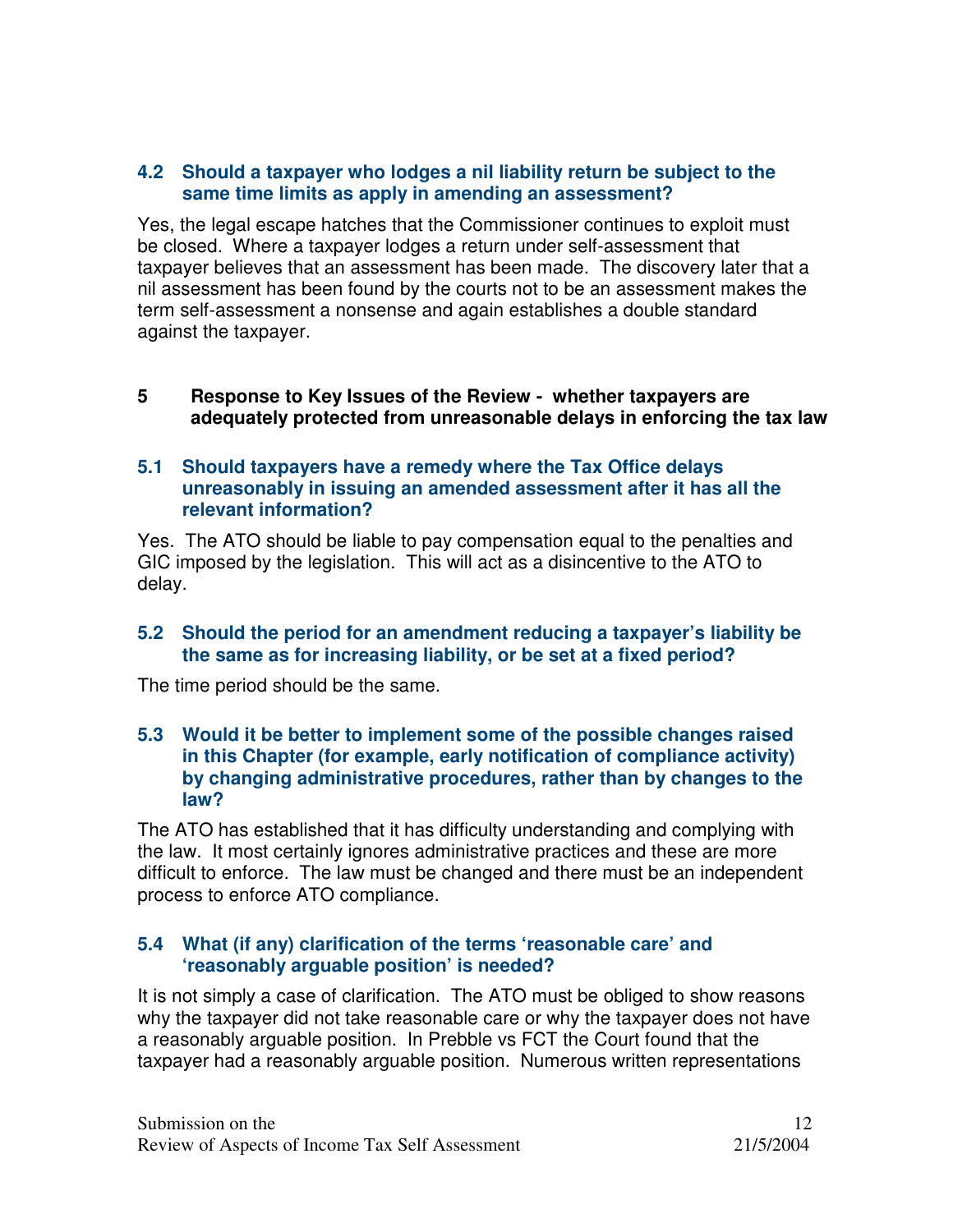### 4.2 Should a taxpayer who lodges a nil liability return be subject to the same time limits as apply in amending an assessment?

Yes, the legal escape hatches that the Commissioner continues to exploit must be closed. Where a taxpayer lodges a return under self-assessment that taxpayer believes that an assessment has been made. The discovery later that a nil assessment has been found by the courts not to be an assessment makes the term self-assessment a nonsense and again establishes a double standard against the taxpayer.

## 5 Response to Key Issues of the Review - whether taxpayers are adequately protected from unreasonable delays in enforcing the tax law

### 5.1 Should taxpayers have a remedy where the Tax Office delays unreasonably in issuing an amended assessment after it has all the relevant information?

Yes. The ATO should be liable to pay compensation equal to the penalties and GIC imposed by the legislation. This will act as a disincentive to the ATO to delay.

### 5.2 Should the period for an amendment reducing a taxpayer's liability be the same as for increasing liability, or be set at a fixed period?

The time period should be the same.

### 5.3 Would it be better to implement some of the possible changes raised in this Chapter (for example, early notification of compliance activity) by changing administrative procedures, rather than by changes to the law?

The ATO has established that it has difficulty understanding and complying with the law. It most certainly ignores administrative practices and these are more difficult to enforce. The law must be changed and there must be an independent process to enforce ATO compliance.

### 5.4 What (if any) clarification of the terms 'reasonable care' and 'reasonably arguable position' is needed?

It is not simply a case of clarification. The ATO must be obliged to show reasons why the taxpayer did not take reasonable care or why the taxpayer does not have a reasonably arguable position. In Prebble vs FCT the Court found that the taxpayer had a reasonably arguable position. Numerous written representations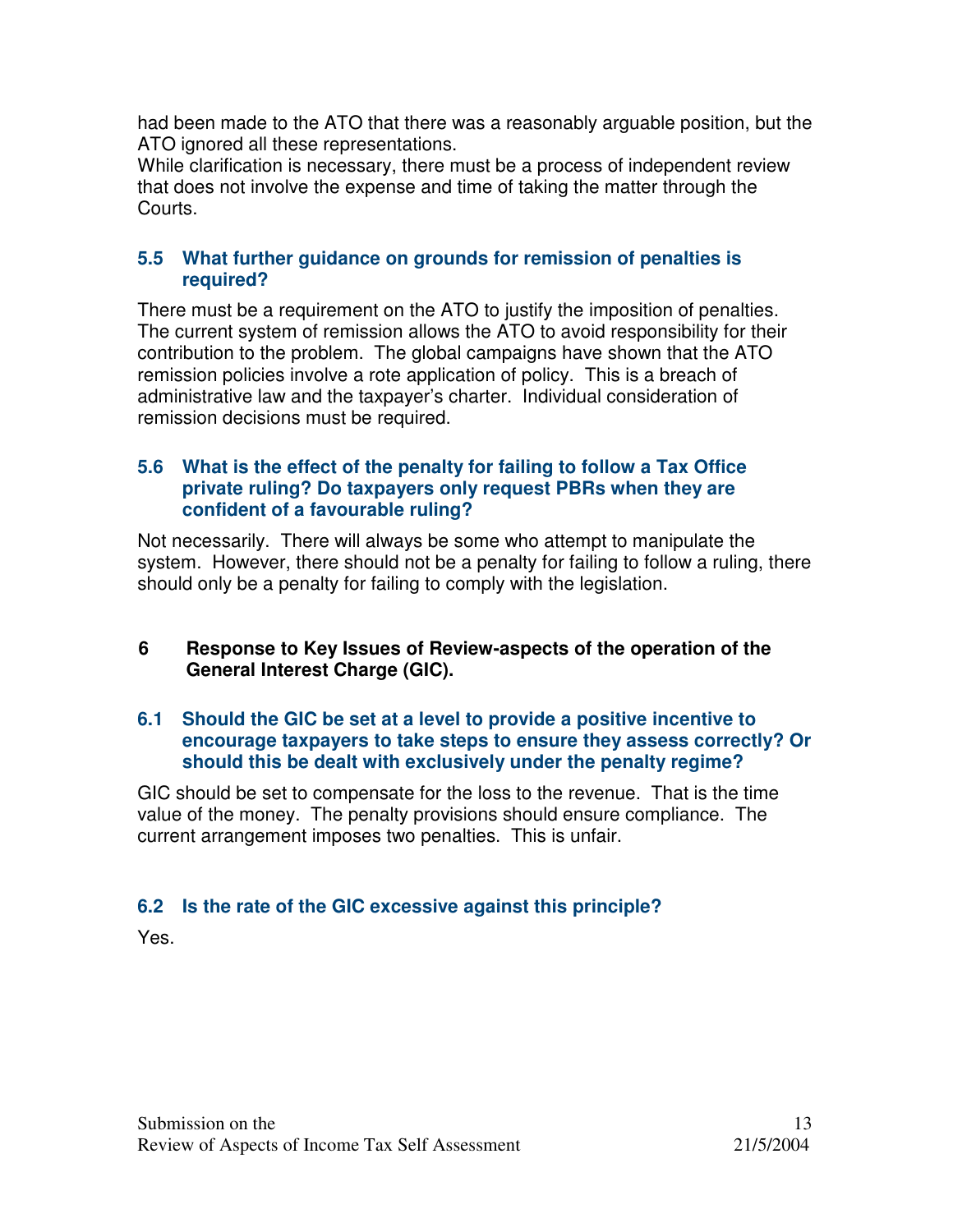had been made to the ATO that there was a reasonably arguable position, but the ATO ignored all these representations.
While clarification is necessary, there must be a process of independent review that does not involve the expense and time of taking the matter through the Courts.

### 5.5 What further guidance on grounds for remission of penalties is required?

There must be a requirement on the ATO to justify the imposition of penalties. The current system of remission allows the ATO to avoid responsibility for their contribution to the problem. The global campaigns have shown that the ATO remission policies involve a rote application of policy. This is a breach of administrative law and the taxpayer's charter. Individual consideration of remission decisions must be required.

### 5.6 What is the effect of the penalty for failing to follow a Tax Office private ruling? Do taxpayers only request PBRs when they are confident of a favourable ruling?

Not necessarily. There will always be some who attempt to manipulate the system. However, there should not be a penalty for failing to follow a ruling, there should only be a penalty for failing to comply with the legislation.

## 6 Response to Key Issues of Review-aspects of the operation of the General Interest Charge (GIC).

### 6.1 Should the GIC be set at a level to provide a positive incentive to encourage taxpayers to take steps to ensure they assess correctly? Or should this be dealt with exclusively under the penalty regime?

GIC should be set to compensate for the loss to the revenue. That is the time value of the money. The penalty provisions should ensure compliance. The current arrangement imposes two penalties. This is unfair.

### 6.2 Is the rate of the GIC excessive against this principle?

Yes.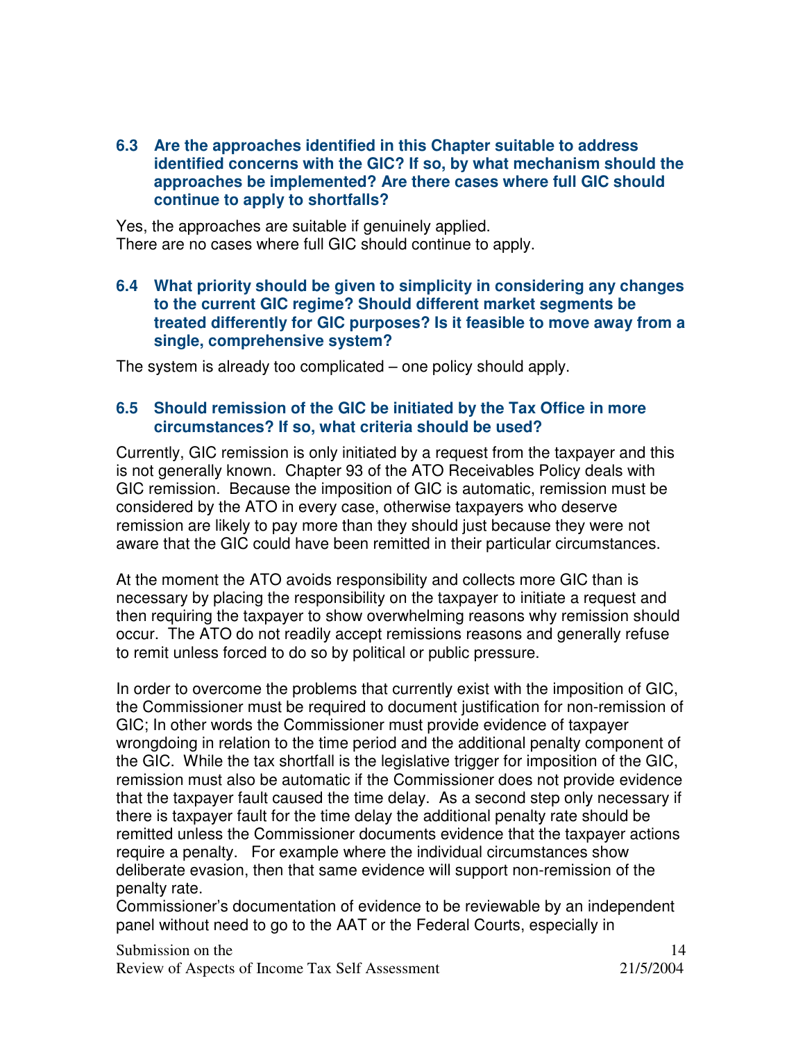### 6.3 Are the approaches identified in this Chapter suitable to address identified concerns with the GIC? If so, by what mechanism should the approaches be implemented? Are there cases where full GIC should continue to apply to shortfalls?

Yes, the approaches are suitable if genuinely applied.
There are no cases where full GIC should continue to apply.

### 6.4 What priority should be given to simplicity in considering any changes to the current GIC regime? Should different market segments be treated differently for GIC purposes? Is it feasible to move away from a single, comprehensive system?

The system is already too complicated – one policy should apply.

### 6.5 Should remission of the GIC be initiated by the Tax Office in more circumstances? If so, what criteria should be used?

Currently, GIC remission is only initiated by a request from the taxpayer and this is not generally known. Chapter 93 of the ATO Receivables Policy deals with GIC remission. Because the imposition of GIC is automatic, remission must be considered by the ATO in every case, otherwise taxpayers who deserve remission are likely to pay more than they should just because they were not aware that the GIC could have been remitted in their particular circumstances.

At the moment the ATO avoids responsibility and collects more GIC than is necessary by placing the responsibility on the taxpayer to initiate a request and then requiring the taxpayer to show overwhelming reasons why remission should occur. The ATO do not readily accept remissions reasons and generally refuse to remit unless forced to do so by political or public pressure.

In order to overcome the problems that currently exist with the imposition of GIC, the Commissioner must be required to document justification for non-remission of GIC; In other words the Commissioner must provide evidence of taxpayer wrongdoing in relation to the time period and the additional penalty component of the GIC. While the tax shortfall is the legislative trigger for imposition of the GIC, remission must also be automatic if the Commissioner does not provide evidence that the taxpayer fault caused the time delay. As a second step only necessary if there is taxpayer fault for the time delay the additional penalty rate should be remitted unless the Commissioner documents evidence that the taxpayer actions require a penalty. For example where the individual circumstances show deliberate evasion, then that same evidence will support non-remission of the penalty rate.
Commissioner's documentation of evidence to be reviewable by an independent panel without need to go to the AAT or the Federal Courts, especially in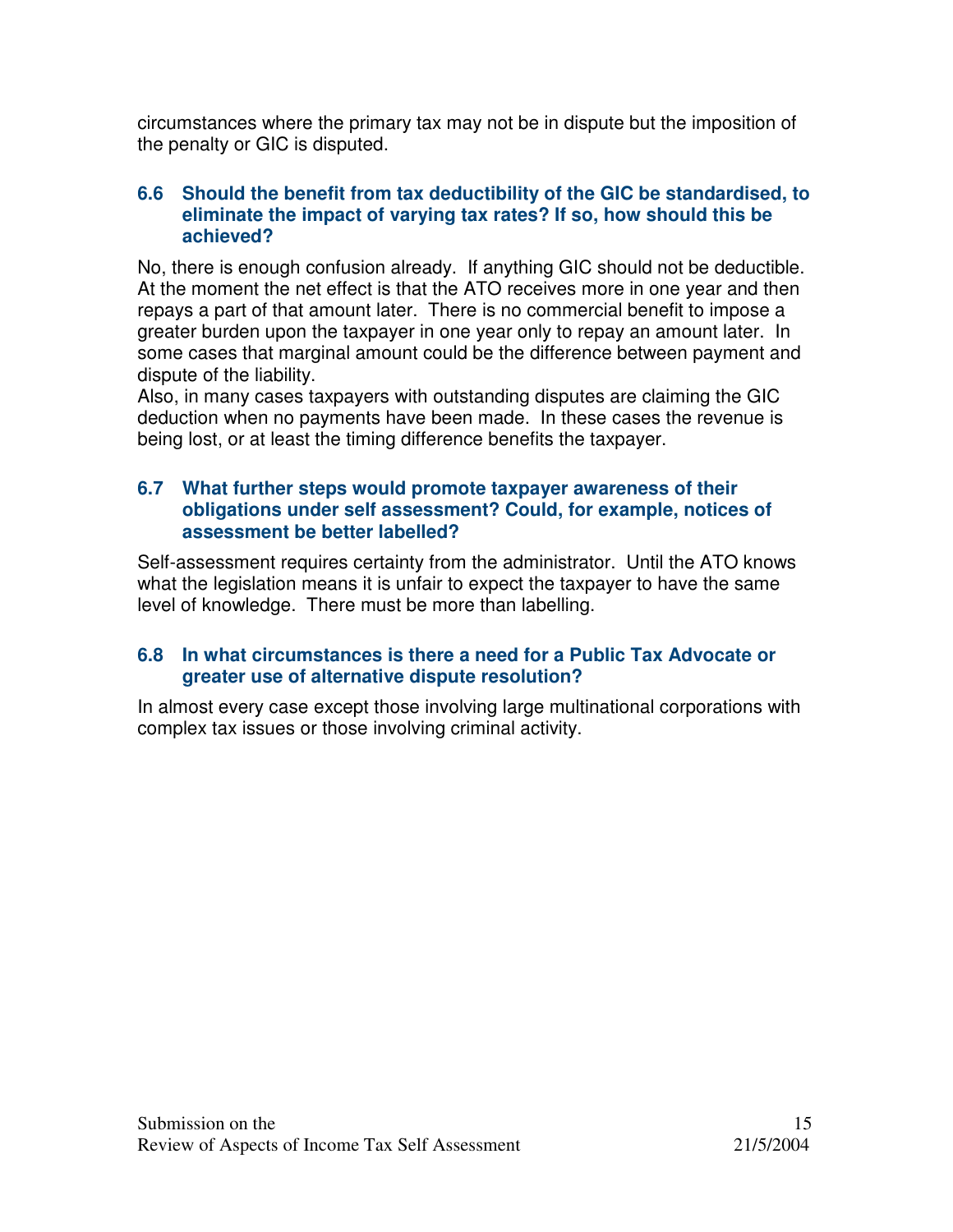circumstances where the primary tax may not be in dispute but the imposition of the penalty or GIC is disputed.

### 6.6 Should the benefit from tax deductibility of the GIC be standardised, to eliminate the impact of varying tax rates? If so, how should this be achieved?

No, there is enough confusion already. If anything GIC should not be deductible. At the moment the net effect is that the ATO receives more in one year and then repays a part of that amount later. There is no commercial benefit to impose a greater burden upon the taxpayer in one year only to repay an amount later. In some cases that marginal amount could be the difference between payment and dispute of the liability.

Also, in many cases taxpayers with outstanding disputes are claiming the GIC deduction when no payments have been made. In these cases the revenue is being lost, or at least the timing difference benefits the taxpayer.

### 6.7 What further steps would promote taxpayer awareness of their obligations under self assessment? Could, for example, notices of assessment be better labelled?

Self-assessment requires certainty from the administrator. Until the ATO knows what the legislation means it is unfair to expect the taxpayer to have the same level of knowledge. There must be more than labelling.

### 6.8 In what circumstances is there a need for a Public Tax Advocate or greater use of alternative dispute resolution?

In almost every case except those involving large multinational corporations with complex tax issues or those involving criminal activity.